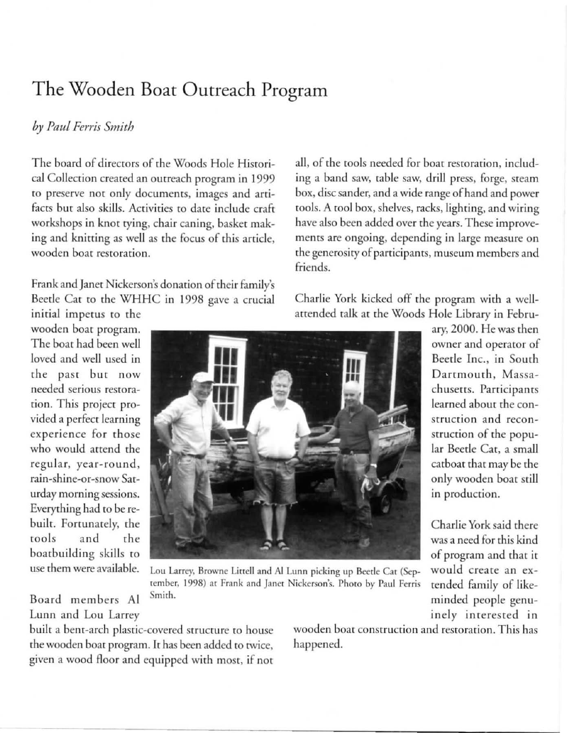# The Wooden Boat Outreach Program

*by Paul Ferris Smith*

The board of directors of the Woods Hole Historical Collection created an outreach program in 1999 to preserve not only documents, images and artifacts but also skills. Activities to date include craft workshops in knot tying, chair caning, basket making and knitting as well as the focus of this article, wooden boat restoration.

Frank and Janet Nickerson's donation of their family's Beetle Cat to the WHHC in 1998 gave a crucial initial impetus to the wooden boat program. The boat had been well loved and well used in the past but now needed serious restoration. This project provided a perfect learning experience for those who would attend the regular, year-round, rain-shine-or-snow Saturday morning sessions. Everything had to be rebuilt. Fortunately, the tools and the boatbuilding skills to use them were available.

Lou Larrey, Browne Littell and Al Lunn picking up Beetle Cat (September, 1998) at Frank and Janet Nickerson's. Photo by Paul Ferris Smith.

Board members Al Lunn and Lou Larrey built a bent-arch plastic-covered structure to house the wooden boat program. It has been added to twice, given a wood floor and equipped with most, if not all, of the tools needed for boat restoration, including a band saw, table saw, drill press, forge, steam box, disc sander, and a wide range of hand and power tools. A tool box, shelves, racks, lighting, and wiring have also been added over the years. These improvements are ongoing, depending in large measure on the generosity of participants, museum members and friends.

Charlie York kicked off the program with a well-attended talk at the Woods Hole Library in February, 2000. He was then owner and operator of Beetle Inc., in South Dartmouth, Massachusetts. Participants learned about the construction and reconstruction of the popular Beetle Cat, a small catboat that may be the only wooden boat still in production.

Charlie York said there was a need for this kind of program and that it would create an extended family of like-minded people genuinely interested in wooden boat construction and restoration. This has happened.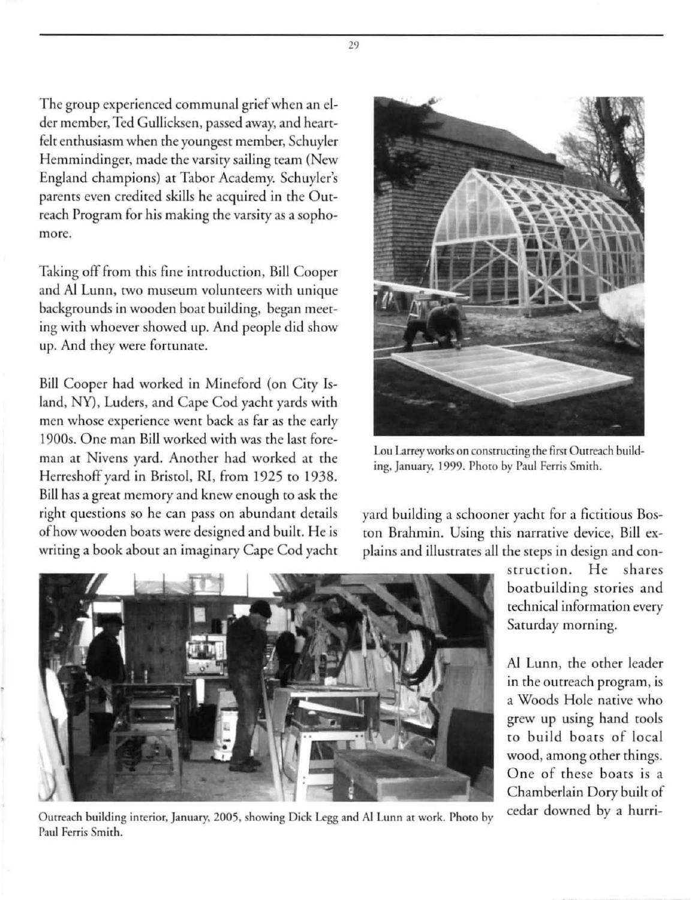The group experienced communal grief when an elder member, Ted Gullicksen, passed away, and heartfelt enthusiasm when the youngest member, Schuyler Hemmindinger, made the varsity sailing team (New England champions) at Tabor Academy. Schuyler's parents even credited skills he acquired in the Outreach Program for his making the varsity as a sophomore.

Taking off from this fine introduction, Bill Cooper and Al Lunn, two museum volunteers with unique backgrounds in wooden boat building, began meeting with whoever showed up. And people did show up. And they were fortunate.

Bill Cooper had worked in Mineford (on City Island, NY), Luders, and Cape Cod yacht yards with men whose experience went back as far as the early 1900s. One man Bill worked with was the last foreman at Nivens yard. Another had worked at the Herreshoff yard in Bristol, RI, from 1925 to 1938. Bill has a great memory and knew enough to ask the right questions so he can pass on abundant details of how wooden boats were designed and built. He is writing a book about an imaginary Cape Cod yacht yard building a schooner yacht for a fictitious Boston Brahmin. Using this narrative device, Bill explains and illustrates all the steps in design and construction. He shares boatbuilding stories and technical information every Saturday morning.

Lou Larrey works on constructing the first Outreach building, January, 1999. Photo by Paul Ferris Smith.

Outreach building interior, January, 2005, showing Dick Legg and Al Lunn at work. Photo by Paul Ferris Smith.

Al Lunn, the other leader in the outreach program, is a Woods Hole native who grew up using hand tools to build boats of local wood, among other things. One of these boats is a Chamberlain Dory built of cedar downed by a hurri-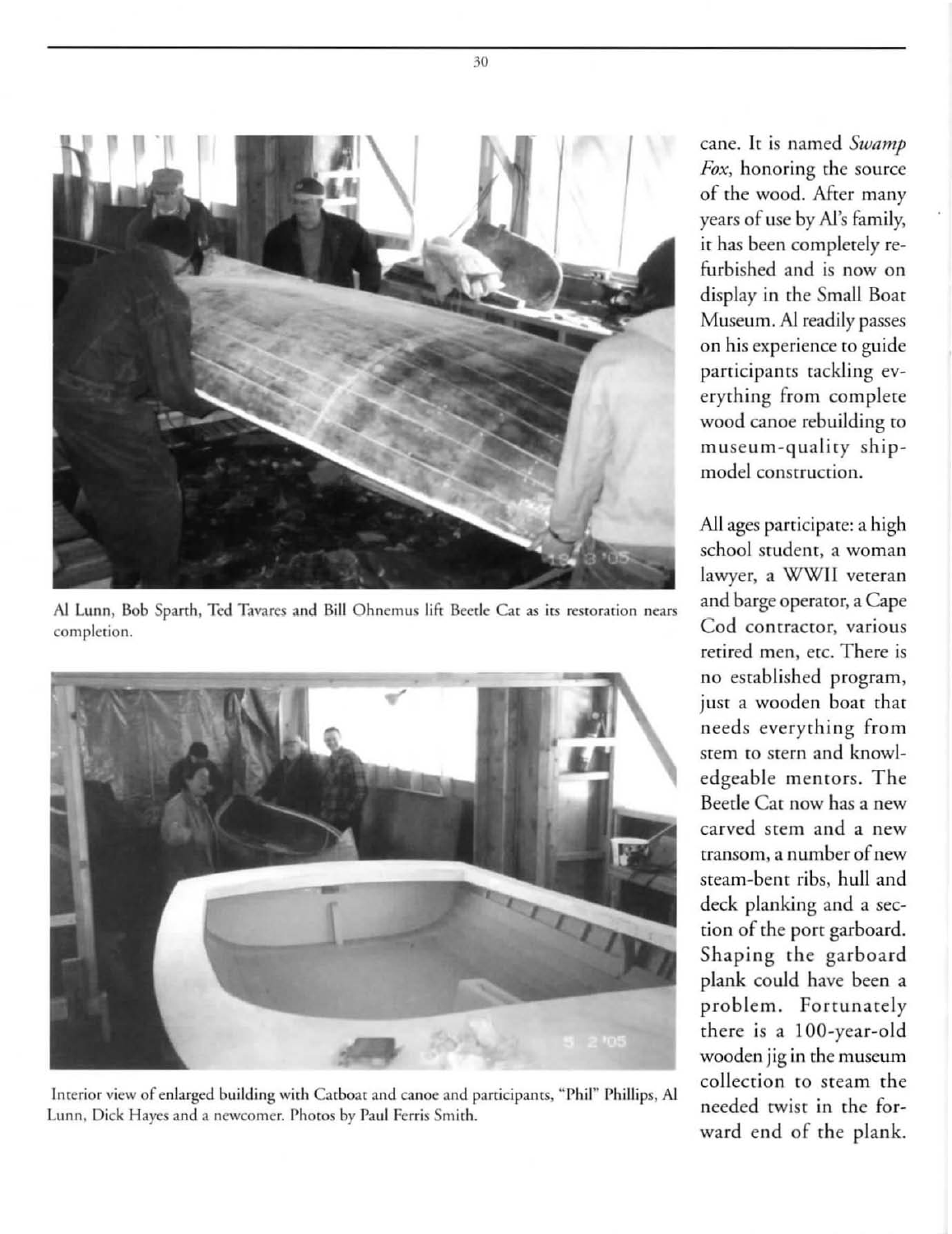Al Lunn, Bob Sparth, Ted Tavares and Bill Ohnemus lift Beetle Cat as its restoration nears completion.

Interior view of enlarged building with Catboat and canoe and participants, "Phil" Phillips, Al Lunn, Dick Hayes and a newcomer. Photos by Paul Ferris Smith.

cane. It is named *Swamp Fox*, honoring the source of the wood. After many years of use by Al's family, it has been completely refurbished and is now on display in the Small Boat Museum. Al readily passes on his experience to guide participants tackling everything from complete wood canoe rebuilding to museum-quality ship-model construction.

All ages participate: a high school student, a woman lawyer, a WWII veteran and barge operator, a Cape Cod contractor, various retired men, etc. There is no established program, just a wooden boat that needs everything from stem to stern and knowledgeable mentors. The Beetle Cat now has a new carved stem and a new transom, a number of new steam-bent ribs, hull and deck planking and a section of the port garboard. Shaping the garboard plank could have been a problem. Fortunately there is a 100-year-old wooden jig in the museum collection to steam the needed twist in the forward end of the plank.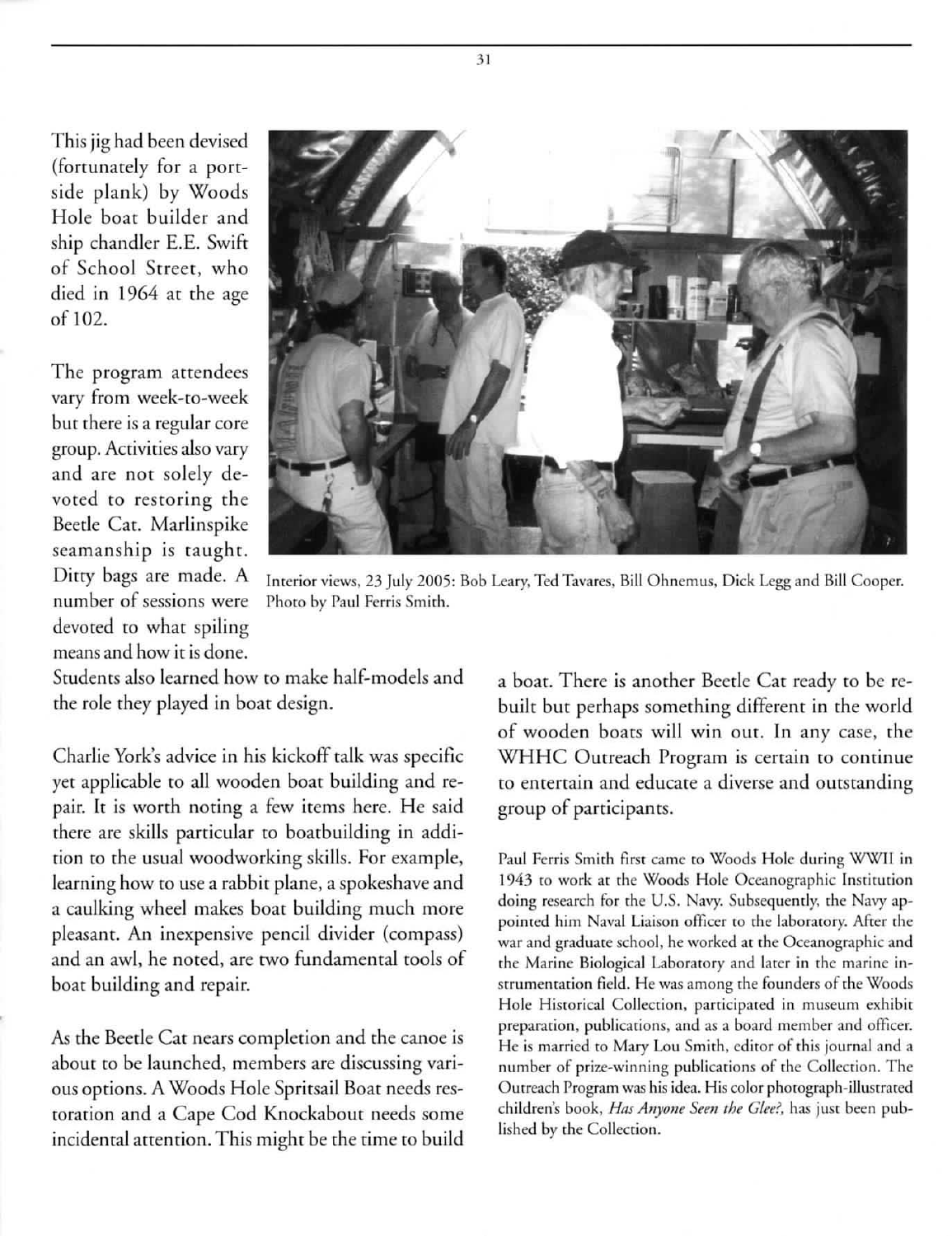This jig had been devised (fortunately for a port-side plank) by Woods Hole boat builder and ship chandler E.E. Swift of School Street, who died in 1964 at the age of 102.

The program attendees vary from week-to-week but there is a regular core group. Activities also vary and are not solely devoted to restoring the Beetle Cat. Marlinspike seamanship is taught. Ditty bags are made. A number of sessions were devoted to what spiling means and how it is done. Students also learned how to make half-models and the role they played in boat design.

Interior views, 23 July 2005: Bob Leary, Ted Tavares, Bill Ohnemus, Dick Legg and Bill Cooper. Photo by Paul Ferris Smith.

Charlie York's advice in his kickoff talk was specific yet applicable to all wooden boat building and repair. It is worth noting a few items here. He said there are skills particular to boatbuilding in addition to the usual woodworking skills. For example, learning how to use a rabbit plane, a spokeshave and a caulking wheel makes boat building much more pleasant. An inexpensive pencil divider (compass) and an awl, he noted, are two fundamental tools of boat building and repair.

As the Beetle Cat nears completion and the canoe is about to be launched, members are discussing various options. A Woods Hole Spritsail Boat needs restoration and a Cape Cod Knockabout needs some incidental attention. This might be the time to build a boat. There is another Beetle Cat ready to be rebuilt but perhaps something different in the world of wooden boats will win out. In any case, the WHHC Outreach Program is certain to continue to entertain and educate a diverse and outstanding group of participants.

Paul Ferris Smith first came to Woods Hole during WWII in 1943 to work at the Woods Hole Oceanographic Institution doing research for the U.S. Navy. Subsequently, the Navy appointed him Naval Liaison officer to the laboratory. After the war and graduate school, he worked at the Oceanographic and the Marine Biological Laboratory and later in the marine instrumentation field. He was among the founders of the Woods Hole Historical Collection, participated in museum exhibit preparation, publications, and as a board member and officer. He is married to Mary Lou Smith, editor of this journal and a number of prize-winning publications of the Collection. The Outreach Program was his idea. His color photograph-illustrated children's book, *Has Anyone Seen the Glee?*, has just been published by the Collection.